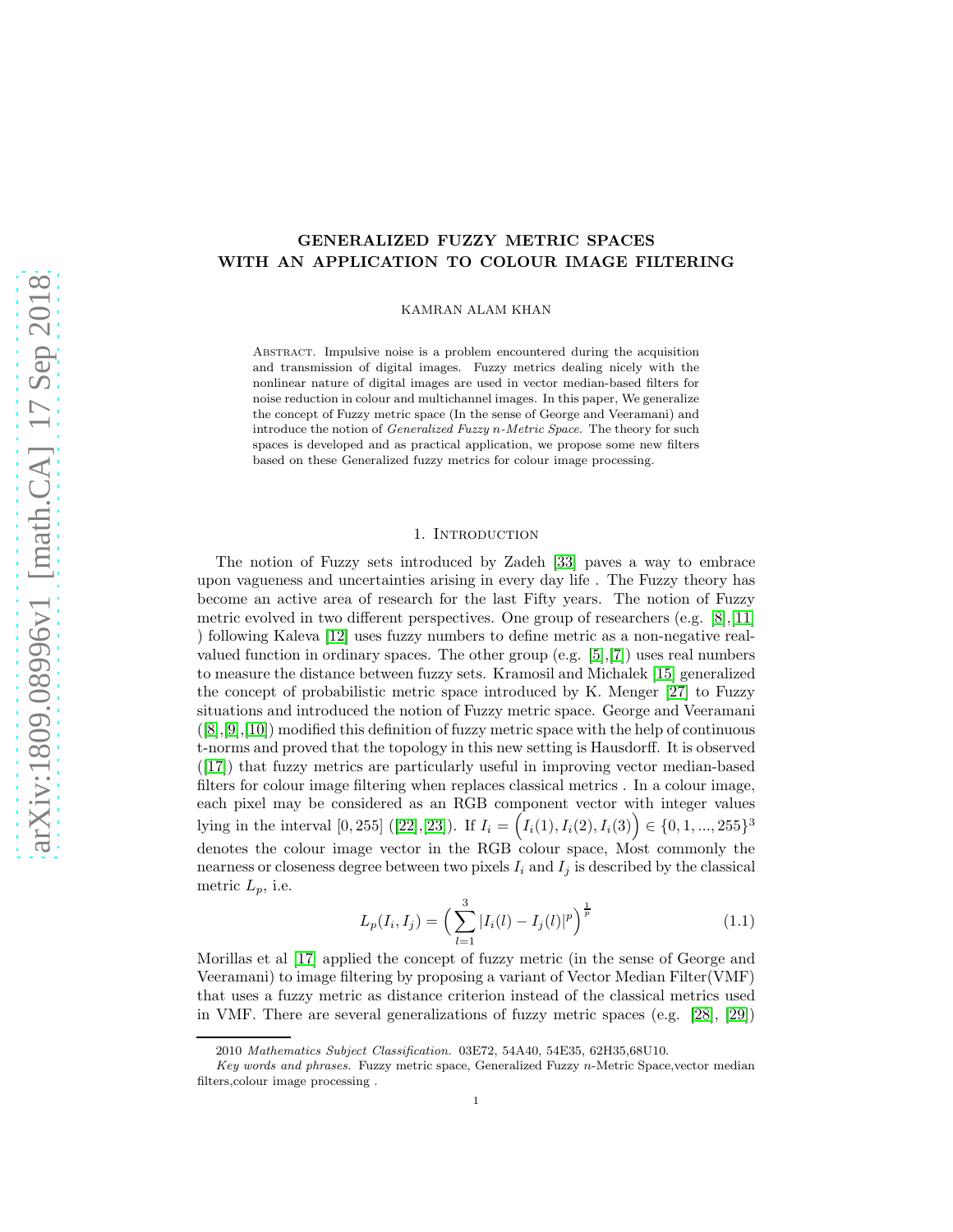# GENERALIZED FUZZY METRIC SPACES WITH AN APPLICATION TO COLOUR IMAGE FILTERING

KAMRAN ALAM KHAN

Abstract. Impulsive noise is a problem encountered during the acquisition and transmission of digital images. Fuzzy metrics dealing nicely with the nonlinear nature of digital images are used in vector median-based filters for noise reduction in colour and multichannel images. In this paper, We generalize the concept of Fuzzy metric space (In the sense of George and Veeramani) and introduce the notion of *Generalized Fuzzy n-Metric Space*. The theory for such spaces is developed and as practical application, we propose some new filters based on these Generalized fuzzy metrics for colour image processing.

## 1. Introduction

The notion of Fuzzy sets introduced by Zadeh [33] paves a way to embrace upon vagueness and uncertainties arising in every day life . The Fuzzy theory has become an active area of research for the last Fifty years. The notion of Fuzzy metric evolved in two different perspectives. One group of researchers (e.g. [8],[11] ) following Kaleva [12] uses fuzzy numbers to define metric as a non-negative real-valued function in ordinary spaces. The other group (e.g. [5],[7]) uses real numbers to measure the distance between fuzzy sets. Kramosil and Michalek [15] generalized the concept of probabilistic metric space introduced by K. Menger [27] to Fuzzy situations and introduced the notion of Fuzzy metric space. George and Veeramani ([8],[9],[10]) modified this definition of fuzzy metric space with the help of continuous t-norms and proved that the topology in this new setting is Hausdorff. It is observed ([17]) that fuzzy metrics are particularly useful in improving vector median-based filters for colour image filtering when replaces classical metrics . In a colour image, each pixel may be considered as an RGB component vector with integer values lying in the interval $[0, 255]$ ([22],[23]). If $I_i = \Big(I_i(1), I_i(2), I_i(3)\Big) \in \{0, 1, ..., 255\}^3$ denotes the colour image vector in the RGB colour space, Most commonly the nearness or closeness degree between two pixels $I_i$ and $I_j$ is described by the classical metric $L_p$, i.e.

$$L_p(I_i, I_j) = \Big(\sum_{l=1}^{3} |I_i(l) - I_j(l)|^p\Big)^{\frac{1}{p}} \tag{1.1}$$

Morillas et al [17] applied the concept of fuzzy metric (in the sense of George and Veeramani) to image filtering by proposing a variant of Vector Median Filter(VMF) that uses a fuzzy metric as distance criterion instead of the classical metrics used in VMF. There are several generalizations of fuzzy metric spaces (e.g. [28], [29])

---

2010 *Mathematics Subject Classification.* 03E72, 54A40, 54E35, 62H35,68U10.

*Key words and phrases.* Fuzzy metric space, Generalized Fuzzy $n$-Metric Space,vector median filters,colour image processing .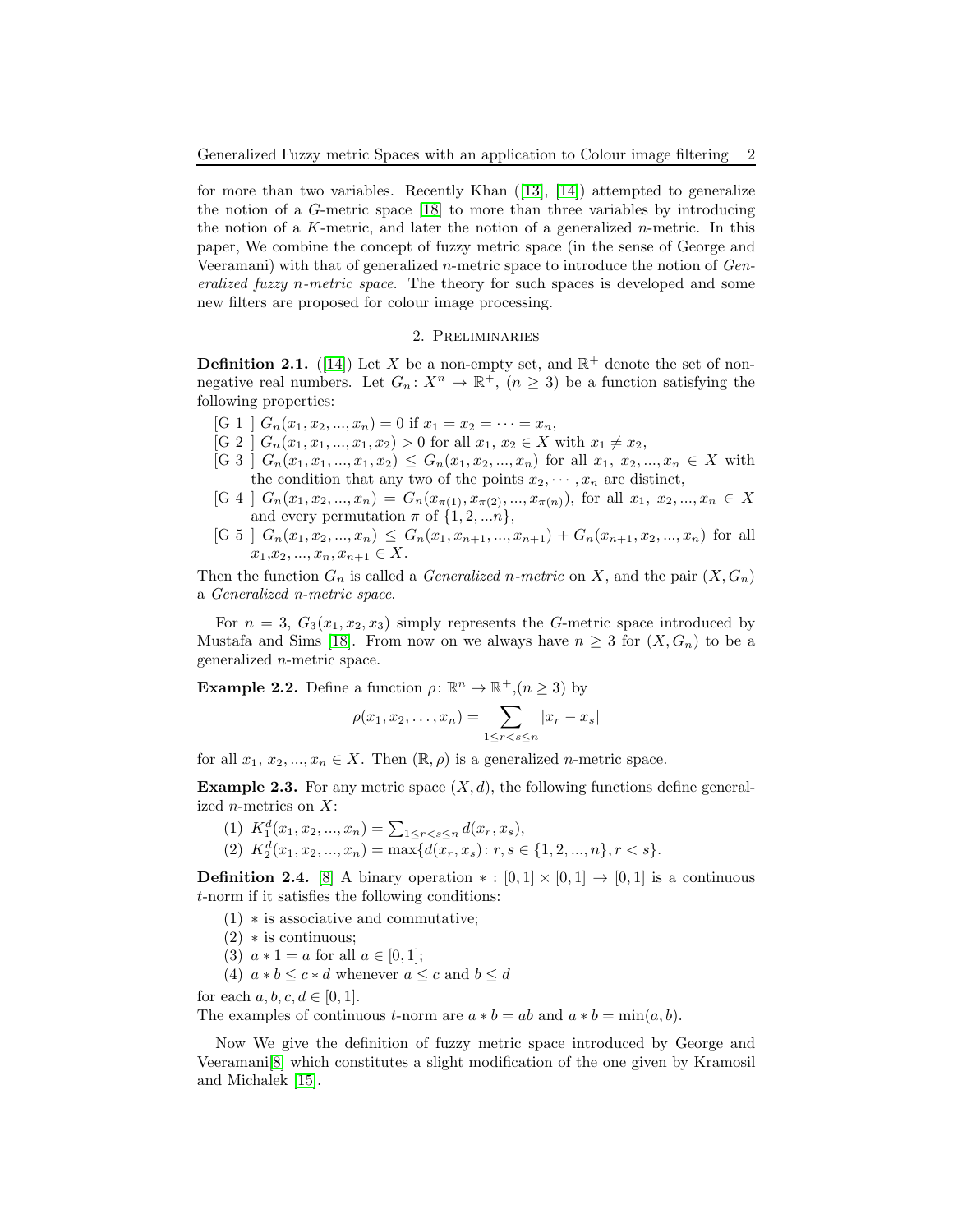for more than two variables. Recently Khan ([13], [14]) attempted to generalize the notion of a $G$-metric space [18] to more than three variables by introducing the notion of a $K$-metric, and later the notion of a generalized $n$-metric. In this paper, We combine the concept of fuzzy metric space (in the sense of George and Veeramani) with that of generalized $n$-metric space to introduce the notion of *Generalized fuzzy n-metric space*. The theory for such spaces is developed and some new filters are proposed for colour image processing.

## 2. Preliminaries

**Definition 2.1.** ([14]) Let $X$ be a non-empty set, and $\mathbb{R}^+$ denote the set of non-negative real numbers. Let $G_n\colon X^n \to \mathbb{R}^+$, $(n \geq 3)$ be a function satisfying the following properties:

- [G 1 ] $G_n(x_1, x_2, ..., x_n) = 0$ if $x_1 = x_2 = \cdots = x_n$,
- [G 2 ] $G_n(x_1, x_1, ..., x_1, x_2) > 0$ for all $x_1,\ x_2 \in X$ with $x_1 \neq x_2$,
- [G 3 ] $G_n(x_1, x_1, ..., x_1, x_2) \leq G_n(x_1, x_2, ..., x_n)$ for all $x_1,\ x_2, ..., x_n \in X$ with the condition that any two of the points $x_2, \cdots, x_n$ are distinct,
- [G 4 ] $G_n(x_1, x_2, ..., x_n) = G_n(x_{\pi(1)}, x_{\pi(2)}, ..., x_{\pi(n)})$, for all $x_1,\ x_2, ..., x_n \in X$ and every permutation $\pi$ of $\{1, 2, ...n\}$,
- [G 5 ] $G_n(x_1, x_2, ..., x_n) \leq G_n(x_1, x_{n+1}, ..., x_{n+1}) + G_n(x_{n+1}, x_2, ..., x_n)$ for all $x_1, x_2, ..., x_n, x_{n+1} \in X$.

Then the function $G_n$ is called a *Generalized n-metric* on $X$, and the pair $(X, G_n)$ a *Generalized n-metric space*.

For $n = 3$, $G_3(x_1, x_2, x_3)$ simply represents the $G$-metric space introduced by Mustafa and Sims [18]. From now on we always have $n \geq 3$ for $(X, G_n)$ to be a generalized $n$-metric space.

**Example 2.2.** Define a function $\rho\colon \mathbb{R}^n \to \mathbb{R}^+, (n \geq 3)$ by

$$\rho(x_1, x_2, \ldots, x_n) = \sum_{1 \leq r < s \leq n} |x_r - x_s|$$

for all $x_1,\ x_2, ..., x_n \in X$. Then $(\mathbb{R}, \rho)$ is a generalized $n$-metric space.

**Example 2.3.** For any metric space $(X, d)$, the following functions define generalized $n$-metrics on $X$:

1. $K_1^d(x_1, x_2, ..., x_n) = \sum_{1 \leq r < s \leq n} d(x_r, x_s)$,
2. $K_2^d(x_1, x_2, ..., x_n) = \max\{d(x_r, x_s)\colon r, s \in \{1, 2, ..., n\}, r < s\}$.

**Definition 2.4.** [8] A binary operation $* : [0, 1] \times [0, 1] \to [0, 1]$ is a continuous $t$-norm if it satisfies the following conditions:

1. $*$ is associative and commutative;
2. $*$ is continuous;
3. $a * 1 = a$ for all $a \in [0, 1]$;
4. $a * b \leq c * d$ whenever $a \leq c$ and $b \leq d$

for each $a, b, c, d \in [0, 1]$.
The examples of continuous $t$-norm are $a * b = ab$ and $a * b = \min(a, b)$.

Now We give the definition of fuzzy metric space introduced by George and Veeramani[8] which constitutes a slight modification of the one given by Kramosil and Michalek [15].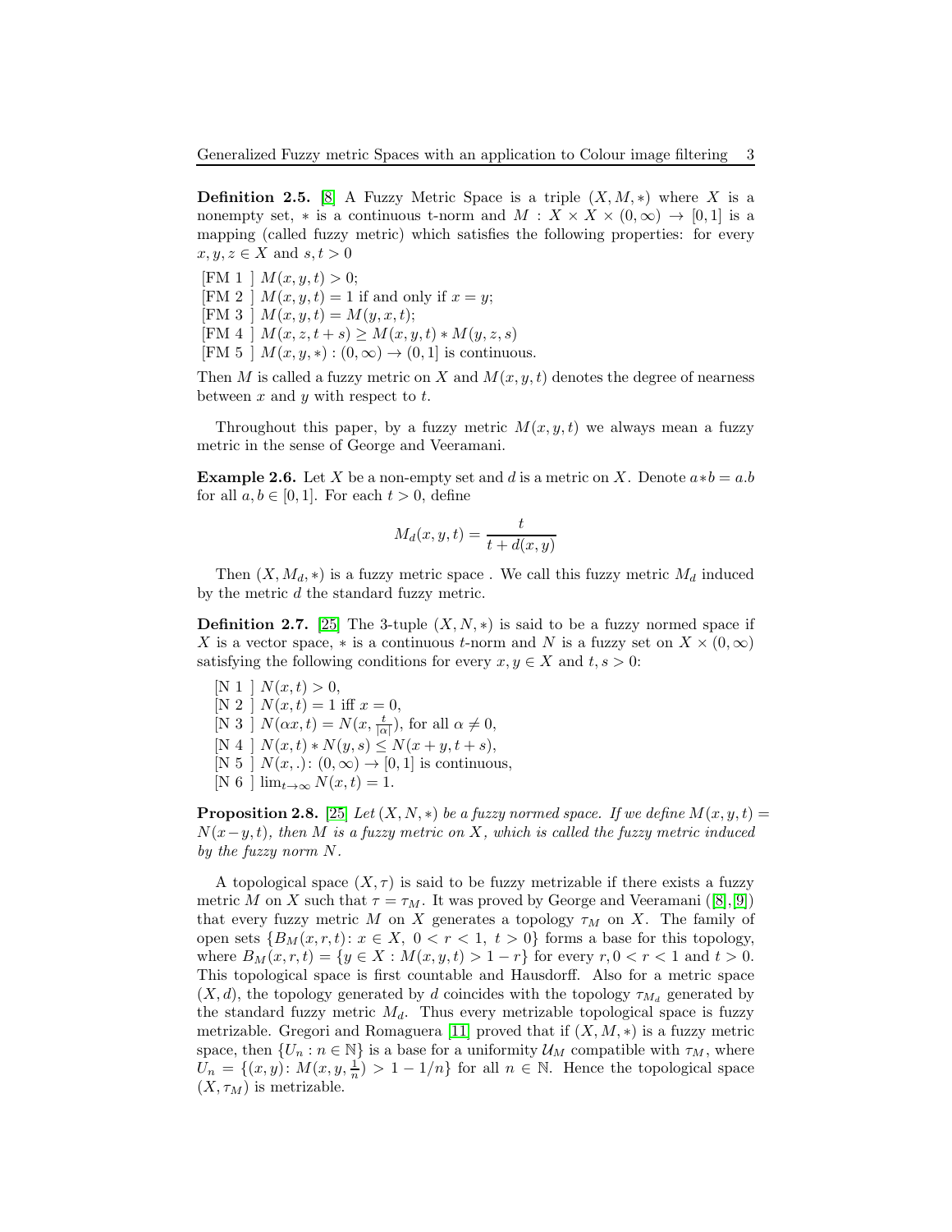**Definition 2.5.** [8] A Fuzzy Metric Space is a triple $(X, M, *)$ where $X$ is a nonempty set, $*$ is a continuous t-norm and $M : X \times X \times (0, \infty) \to [0, 1]$ is a mapping (called fuzzy metric) which satisfies the following properties: for every $x, y, z \in X$ and $s, t > 0$

[FM 1 ] $M(x, y, t) > 0$;
[FM 2 ] $M(x, y, t) = 1$ if and only if $x = y$;
[FM 3 ] $M(x, y, t) = M(y, x, t)$;
[FM 4 ] $M(x, z, t + s) \geq M(x, y, t) * M(y, z, s)$
[FM 5 ] $M(x, y, *) : (0, \infty) \to (0, 1]$ is continuous.

Then $M$ is called a fuzzy metric on $X$ and $M(x, y, t)$ denotes the degree of nearness between $x$ and $y$ with respect to $t$.

Throughout this paper, by a fuzzy metric $M(x, y, t)$ we always mean a fuzzy metric in the sense of George and Veeramani.

**Example 2.6.** Let $X$ be a non-empty set and $d$ is a metric on $X$. Denote $a * b = a.b$ for all $a, b \in [0, 1]$. For each $t > 0$, define

$$M_d(x, y, t) = \frac{t}{t + d(x, y)}$$

Then $(X, M_d, *)$ is a fuzzy metric space . We call this fuzzy metric $M_d$ induced by the metric $d$ the standard fuzzy metric.

**Definition 2.7.** [25] The 3-tuple $(X, N, *)$ is said to be a fuzzy normed space if $X$ is a vector space, $*$ is a continuous $t$-norm and $N$ is a fuzzy set on $X \times (0, \infty)$ satisfying the following conditions for every $x, y \in X$ and $t, s > 0$:

[N 1 ] $N(x, t) > 0$,
[N 2 ] $N(x, t) = 1$ iff $x = 0$,
[N 3 ] $N(\alpha x, t) = N(x, \frac{t}{|\alpha|})$, for all $\alpha \neq 0$,
[N 4 ] $N(x, t) * N(y, s) \leq N(x + y, t + s)$,
[N 5 ] $N(x, .) \colon (0, \infty) \to [0, 1]$ is continuous,
[N 6 ] $\lim_{t \to \infty} N(x, t) = 1$.

**Proposition 2.8.** [25] *Let $(X, N, *)$ be a fuzzy normed space. If we define $M(x, y, t) = N(x - y, t)$, then $M$ is a fuzzy metric on $X$, which is called the fuzzy metric induced by the fuzzy norm $N$.*

A topological space $(X, \tau)$ is said to be fuzzy metrizable if there exists a fuzzy metric $M$ on $X$ such that $\tau = \tau_M$. It was proved by George and Veeramani ([8],[9]) that every fuzzy metric $M$ on $X$ generates a topology $\tau_M$ on $X$. The family of open sets $\{B_M(x, r, t) \colon x \in X, \ 0 < r < 1, \ t > 0\}$ forms a base for this topology, where $B_M(x, r, t) = \{y \in X : M(x, y, t) > 1 - r\}$ for every $r, 0 < r < 1$ and $t > 0$. This topological space is first countable and Hausdorff. Also for a metric space $(X, d)$, the topology generated by $d$ coincides with the topology $\tau_{M_d}$ generated by the standard fuzzy metric $M_d$. Thus every metrizable topological space is fuzzy metrizable. Gregori and Romaguera [11] proved that if $(X, M, *)$ is a fuzzy metric space, then $\{U_n : n \in \mathbb{N}\}$ is a base for a uniformity $\mathcal{U}_M$ compatible with $\tau_M$, where $U_n = \{(x, y) \colon M(x, y, \frac{1}{n}) > 1 - 1/n\}$ for all $n \in \mathbb{N}$. Hence the topological space $(X, \tau_M)$ is metrizable.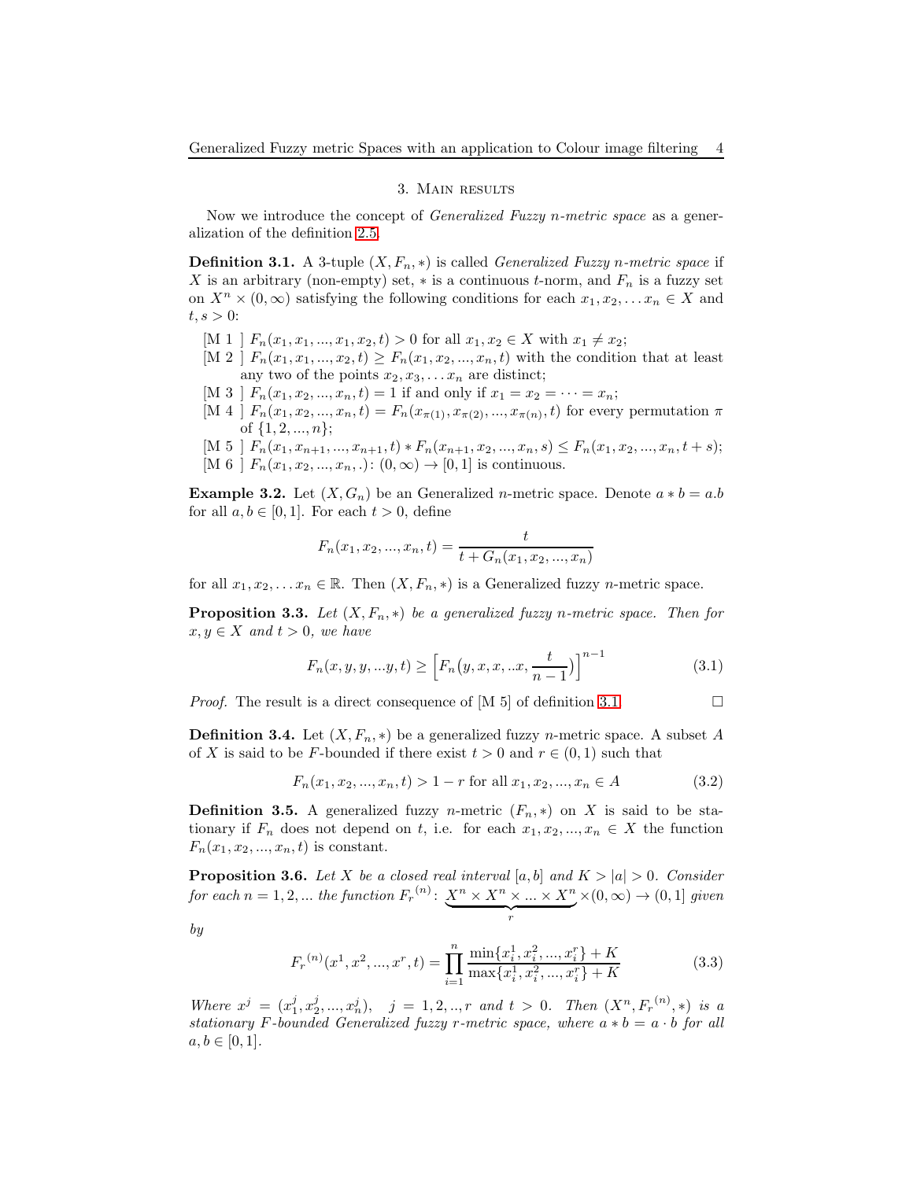## 3. Main results

Now we introduce the concept of *Generalized Fuzzy n-metric space* as a generalization of the definition 2.5.

**Definition 3.1.** A 3-tuple $(X, F_n, *)$ is called *Generalized Fuzzy n-metric space* if $X$ is an arbitrary (non-empty) set, $*$ is a continuous $t$-norm, and $F_n$ is a fuzzy set on $X^n \times (0, \infty)$ satisfying the following conditions for each $x_1, x_2, \ldots x_n \in X$ and $t, s > 0$:

- [M 1 ] $F_n(x_1, x_1, ..., x_1, x_2, t) > 0$ for all $x_1, x_2 \in X$ with $x_1 \neq x_2$;
- [M 2 ] $F_n(x_1, x_1, ..., x_2, t) \geq F_n(x_1, x_2, ..., x_n, t)$ with the condition that at least any two of the points $x_2, x_3, \ldots x_n$ are distinct;
- [M 3 ] $F_n(x_1, x_2, ..., x_n, t) = 1$ if and only if $x_1 = x_2 = \cdots = x_n$;
- [M 4 ] $F_n(x_1, x_2, ..., x_n, t) = F_n(x_{\pi(1)}, x_{\pi(2)}, ..., x_{\pi(n)}, t)$ for every permutation $\pi$ of $\{1, 2, ..., n\}$;
- [M 5 ] $F_n(x_1, x_{n+1}, ..., x_{n+1}, t) * F_n(x_{n+1}, x_2, ..., x_n, s) \leq F_n(x_1, x_2, ..., x_n, t + s)$;
- [M 6 ] $F_n(x_1, x_2, ..., x_n, .): (0, \infty) \to [0, 1]$ is continuous.

**Example 3.2.** Let $(X, G_n)$ be an Generalized $n$-metric space. Denote $a * b = a.b$ for all $a, b \in [0, 1]$. For each $t > 0$, define

$$F_n(x_1, x_2, ..., x_n, t) = \frac{t}{t + G_n(x_1, x_2, ..., x_n)}$$

for all $x_1, x_2, \ldots x_n \in \mathbb{R}$. Then $(X, F_n, *)$ is a Generalized fuzzy $n$-metric space.

**Proposition 3.3.** *Let $(X, F_n, *)$ be a generalized fuzzy $n$-metric space. Then for $x, y \in X$ and $t > 0$, we have*

$$F_n(x, y, y, ...y, t) \geq \Big[F_n\big(y, x, x, ..x, \frac{t}{n-1}\big)\Big]^{n-1} \tag{3.1}$$

*Proof.* The result is a direct consequence of [M 5] of definition 3.1. $\square$

**Definition 3.4.** Let $(X, F_n, *)$ be a generalized fuzzy $n$-metric space. A subset $A$ of $X$ is said to be $F$-bounded if there exist $t > 0$ and $r \in (0, 1)$ such that

$$F_n(x_1, x_2, ..., x_n, t) > 1 - r \text{ for all } x_1, x_2, ..., x_n \in A \tag{3.2}$$

**Definition 3.5.** A generalized fuzzy $n$-metric $(F_n, *)$ on $X$ is said to be stationary if $F_n$ does not depend on $t$, i.e. for each $x_1, x_2, ..., x_n \in X$ the function $F_n(x_1, x_2, ..., x_n, t)$ is constant.

**Proposition 3.6.** *Let $X$ be a closed real interval $[a, b]$ and $K > |a| > 0$. Consider for each $n = 1, 2, ...$ the function ${F_r}^{(n)}\colon \underbrace{X^n \times X^n \times ... \times X^n}_{r} \times (0, \infty) \to (0, 1]$ given by*

$${F_r}^{(n)}(x^1, x^2, ..., x^r, t) = \prod_{i=1}^{n} \frac{\min\{x_i^1, x_i^2, ..., x_i^r\} + K}{\max\{x_i^1, x_i^2, ..., x_i^r\} + K} \tag{3.3}$$

*Where $x^j = (x_1^j, x_2^j, ..., x_n^j), \quad j = 1, 2, .., r$ and $t > 0$. Then $(X^n, {F_r}^{(n)}, *)$ is a stationary $F$-bounded Generalized fuzzy $r$-metric space, where $a * b = a \cdot b$ for all $a, b \in [0, 1]$.*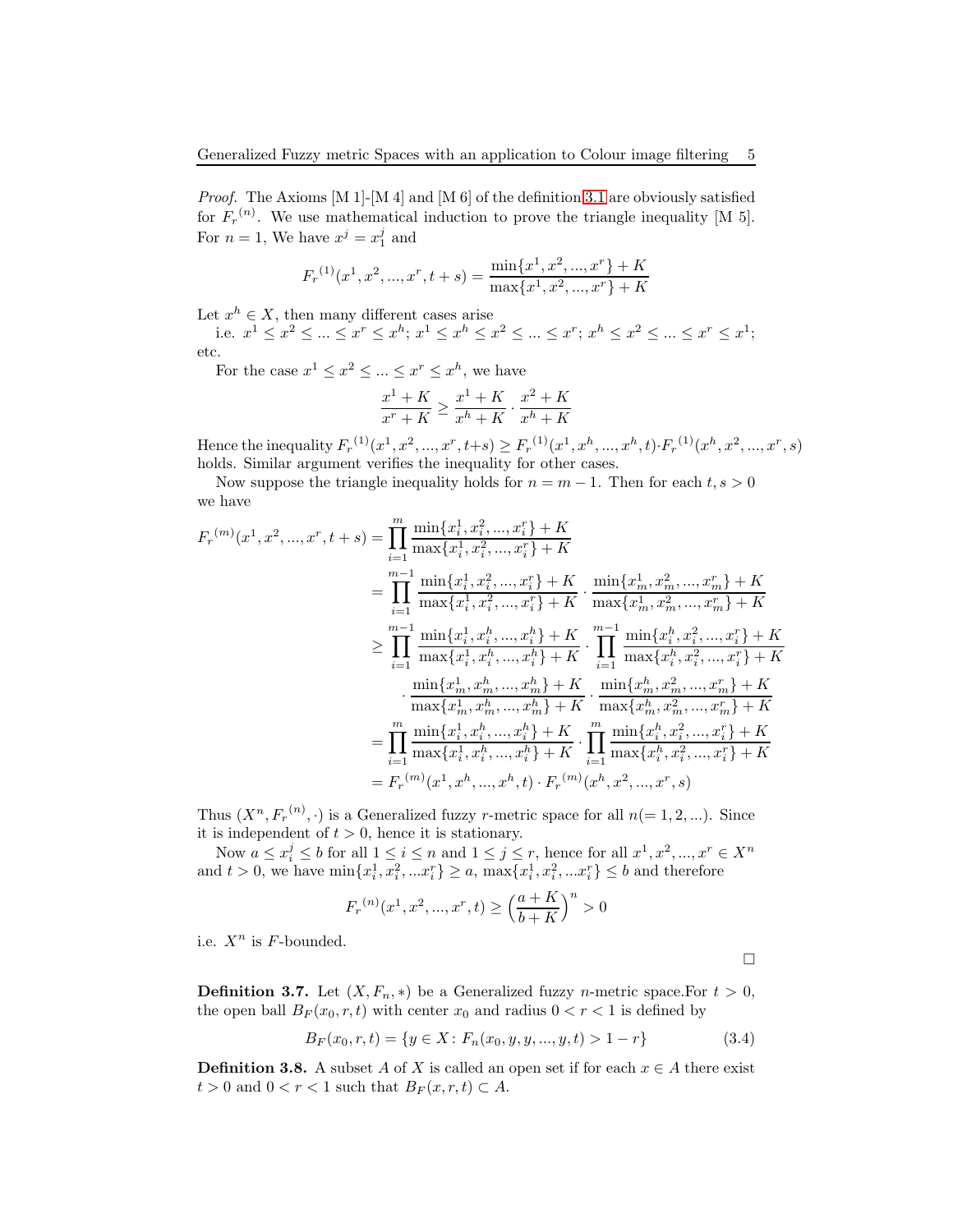*Proof.* The Axioms [M 1]-[M 4] and [M 6] of the definition 3.1 are obviously satisfied for ${F_r}^{(n)}$. We use mathematical induction to prove the triangle inequality [M 5]. For $n = 1$, We have $x^j = x_1^j$ and

$$ {F_r}^{(1)}(x^1, x^2, ..., x^r, t+s) = \frac{\min\{x^1, x^2, ..., x^r\} + K}{\max\{x^1, x^2, ..., x^r\} + K} $$

Let $x^h \in X$, then many different cases arise

i.e. $x^1 \leq x^2 \leq ... \leq x^r \leq x^h$; $x^1 \leq x^h \leq x^2 \leq ... \leq x^r$; $x^h \leq x^2 \leq ... \leq x^r \leq x^1$; etc.

For the case $x^1 \leq x^2 \leq ... \leq x^r \leq x^h$, we have

$$ \frac{x^1 + K}{x^r + K} \geq \frac{x^1 + K}{x^h + K} \cdot \frac{x^2 + K}{x^h + K} $$

Hence the inequality ${F_r}^{(1)}(x^1, x^2, ..., x^r, t+s) \geq {F_r}^{(1)}(x^1, x^h, ..., x^h, t) \cdot {F_r}^{(1)}(x^h, x^2, ..., x^r, s)$ holds. Similar argument verifies the inequality for other cases.

Now suppose the triangle inequality holds for $n = m - 1$. Then for each $t, s > 0$ we have

$$
\begin{aligned}
{F_r}^{(m)}(x^1, x^2, ..., x^r, t+s) &= \prod_{i=1}^{m} \frac{\min\{x_i^1, x_i^2, ..., x_i^r\} + K}{\max\{x_i^1, x_i^2, ..., x_i^r\} + K} \\
&= \prod_{i=1}^{m-1} \frac{\min\{x_i^1, x_i^2, ..., x_i^r\} + K}{\max\{x_i^1, x_i^2, ..., x_i^r\} + K} \cdot \frac{\min\{x_m^1, x_m^2, ..., x_m^r\} + K}{\max\{x_m^1, x_m^2, ..., x_m^r\} + K} \\
&\geq \prod_{i=1}^{m-1} \frac{\min\{x_i^1, x_i^h, ..., x_i^h\} + K}{\max\{x_i^1, x_i^h, ..., x_i^h\} + K} \cdot \prod_{i=1}^{m-1} \frac{\min\{x_i^h, x_i^2, ..., x_i^r\} + K}{\max\{x_i^h, x_i^2, ..., x_i^r\} + K} \\
&\quad \cdot \frac{\min\{x_m^1, x_m^h, ..., x_m^h\} + K}{\max\{x_m^1, x_m^h, ..., x_m^h\} + K} \cdot \frac{\min\{x_m^h, x_m^2, ..., x_m^r\} + K}{\max\{x_m^h, x_m^2, ..., x_m^r\} + K} \\
&= \prod_{i=1}^{m} \frac{\min\{x_i^1, x_i^h, ..., x_i^h\} + K}{\max\{x_i^1, x_i^h, ..., x_i^h\} + K} \cdot \prod_{i=1}^{m} \frac{\min\{x_i^h, x_i^2, ..., x_i^r\} + K}{\max\{x_i^h, x_i^2, ..., x_i^r\} + K} \\
&= {F_r}^{(m)}(x^1, x^h, ..., x^h, t) \cdot {F_r}^{(m)}(x^h, x^2, ..., x^r, s)
\end{aligned}
$$

Thus $(X^n, {F_r}^{(n)}, \cdot)$ is a Generalized fuzzy $r$-metric space for all $n (= 1, 2, ...)$. Since it is independent of $t > 0$, hence it is stationary.

Now $a \leq x_i^j \leq b$ for all $1 \leq i \leq n$ and $1 \leq j \leq r$, hence for all $x^1, x^2, ..., x^r \in X^n$ and $t > 0$, we have $\min\{x_i^1, x_i^2, ... x_i^r\} \geq a$, $\max\{x_i^1, x_i^2, ... x_i^r\} \leq b$ and therefore

$$ {F_r}^{(n)}(x^1, x^2, ..., x^r, t) \geq \left(\frac{a + K}{b + K}\right)^n > 0 $$

i.e. $X^n$ is $F$-bounded.

□

**Definition 3.7.** Let $(X, F_n, *)$ be a Generalized fuzzy $n$-metric space.For $t > 0$, the open ball $B_F(x_0, r, t)$ with center $x_0$ and radius $0 < r < 1$ is defined by

$$ B_F(x_0, r, t) = \{y \in X \colon F_n(x_0, y, y, ..., y, t) > 1 - r\} \tag{3.4} $$

**Definition 3.8.** A subset $A$ of $X$ is called an open set if for each $x \in A$ there exist $t > 0$ and $0 < r < 1$ such that $B_F(x, r, t) \subset A$.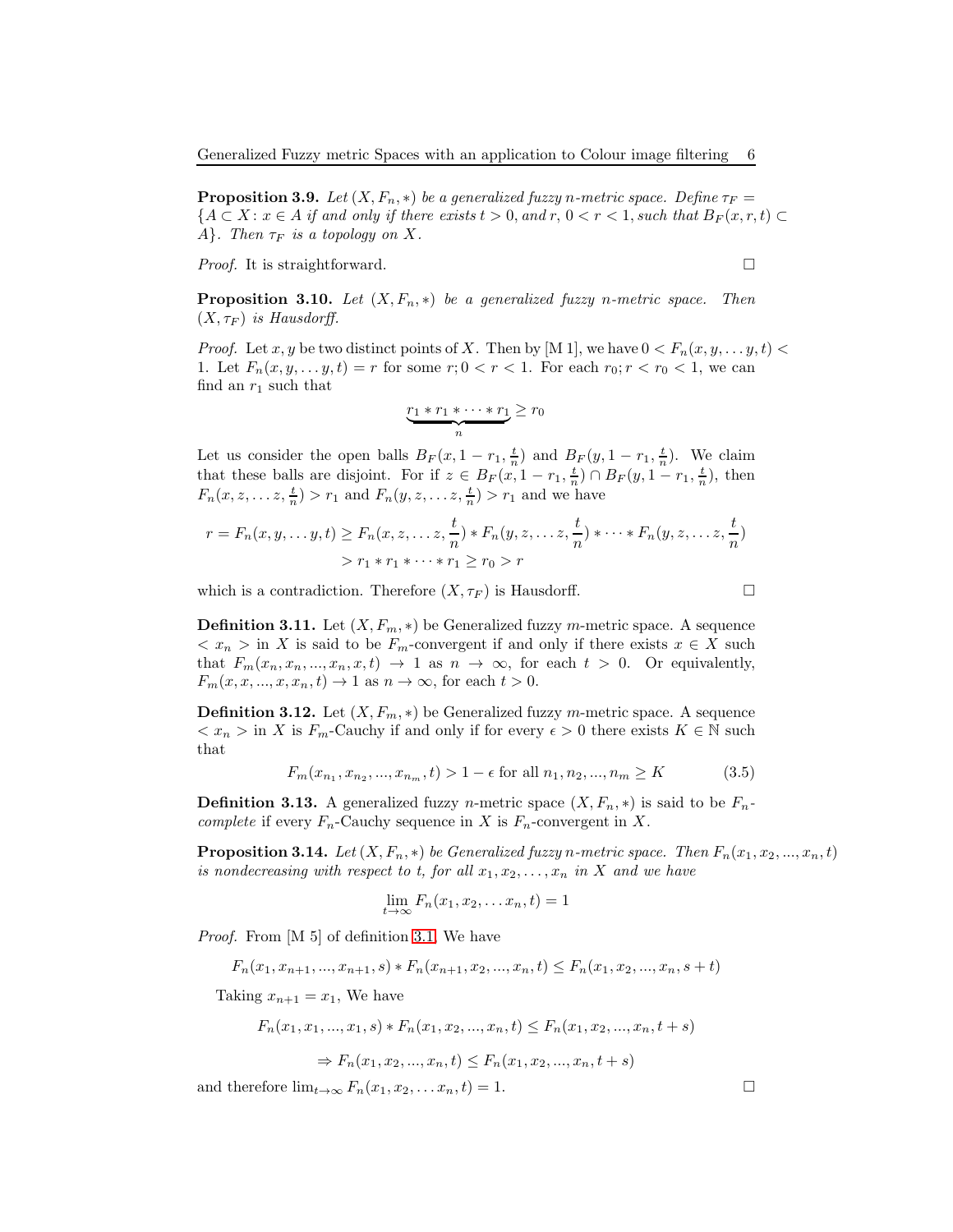**Proposition 3.9.** *Let $(X, F_n, *)$ be a generalized fuzzy $n$-metric space. Define $\tau_F = \{A \subset X : x \in A$ if and only if there exists $t > 0$, and $r$, $0 < r < 1$, such that $B_F(x, r, t) \subset A\}$. Then $\tau_F$ is a topology on $X$.*

*Proof.* It is straightforward. □

**Proposition 3.10.** *Let $(X, F_n, *)$ be a generalized fuzzy $n$-metric space. Then $(X, \tau_F)$ is Hausdorff.*

*Proof.* Let $x, y$ be two distinct points of $X$. Then by [M 1], we have $0 < F_n(x, y, \dots y, t) < 1$. Let $F_n(x, y, \dots y, t) = r$ for some $r; 0 < r < 1$. For each $r_0; r < r_0 < 1$, we can find an $r_1$ such that

$$\underbrace{r_1 * r_1 * \cdots * r_1}_{n} \geq r_0$$

Let us consider the open balls $B_F(x, 1 - r_1, \frac{t}{n})$ and $B_F(y, 1 - r_1, \frac{t}{n})$. We claim that these balls are disjoint. For if $z \in B_F(x, 1 - r_1, \frac{t}{n}) \cap B_F(y, 1 - r_1, \frac{t}{n})$, then $F_n(x, z, \dots z, \frac{t}{n}) > r_1$ and $F_n(y, z, \dots z, \frac{t}{n}) > r_1$ and we have

$$\begin{aligned} r = F_n(x, y, \dots y, t) &\geq F_n(x, z, \dots z, \frac{t}{n}) * F_n(y, z, \dots z, \frac{t}{n}) * \cdots * F_n(y, z, \dots z, \frac{t}{n}) \\ &> r_1 * r_1 * \cdots * r_1 \geq r_0 > r \end{aligned}$$

which is a contradiction. Therefore $(X, \tau_F)$ is Hausdorff. □

**Definition 3.11.** Let $(X, F_m, *)$ be Generalized fuzzy $m$-metric space. A sequence $< x_n >$ in $X$ is said to be $F_m$-convergent if and only if there exists $x \in X$ such that $F_m(x_n, x_n, ..., x_n, x, t) \to 1$ as $n \to \infty$, for each $t > 0$. Or equivalently, $F_m(x, x, ..., x, x_n, t) \to 1$ as $n \to \infty$, for each $t > 0$.

**Definition 3.12.** Let $(X, F_m, *)$ be Generalized fuzzy $m$-metric space. A sequence $< x_n >$ in $X$ is $F_m$-Cauchy if and only if for every $\epsilon > 0$ there exists $K \in \mathbb{N}$ such that

$$F_m(x_{n_1}, x_{n_2}, ..., x_{n_m}, t) > 1 - \epsilon \text{ for all } n_1, n_2, ..., n_m \geq K \tag{3.5}$$

**Definition 3.13.** A generalized fuzzy $n$-metric space $(X, F_n, *)$ is said to be $F_n$-*complete* if every $F_n$-Cauchy sequence in $X$ is $F_n$-convergent in $X$.

**Proposition 3.14.** *Let $(X, F_n, *)$ be Generalized fuzzy $n$-metric space. Then $F_n(x_1, x_2, ..., x_n, t)$ is nondecreasing with respect to $t$, for all $x_1, x_2, \dots, x_n$ in $X$ and we have*

$$\lim_{t \to \infty} F_n(x_1, x_2, \dots x_n, t) = 1$$

*Proof.* From [M 5] of definition 3.1, We have

$$F_n(x_1, x_{n+1}, ..., x_{n+1}, s) * F_n(x_{n+1}, x_2, ..., x_n, t) \leq F_n(x_1, x_2, ..., x_n, s + t)$$

Taking $x_{n+1} = x_1$, We have

$$F_n(x_1, x_1, ..., x_1, s) * F_n(x_1, x_2, ..., x_n, t) \leq F_n(x_1, x_2, ..., x_n, t + s)$$

$$\Rightarrow F_n(x_1, x_2, ..., x_n, t) \leq F_n(x_1, x_2, ..., x_n, t + s)$$

and therefore $\lim_{t \to \infty} F_n(x_1, x_2, \dots x_n, t) = 1$. □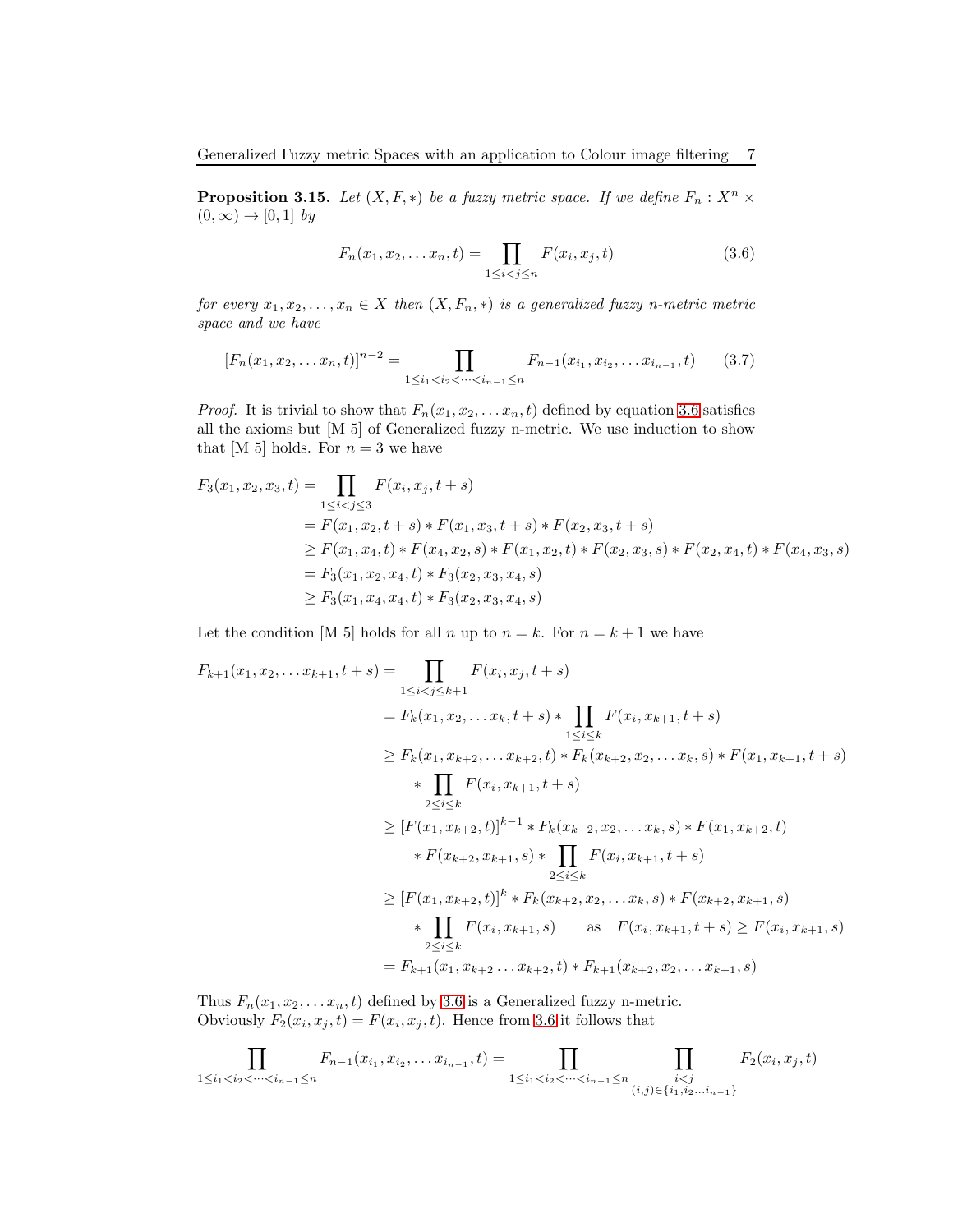**Proposition 3.15.** *Let $(X, F, *)$ be a fuzzy metric space. If we define $F_n : X^n \times (0, \infty) \to [0, 1]$ by*

$$F_n(x_1, x_2, \dots x_n, t) = \prod_{1 \le i < j \le n} F(x_i, x_j, t) \tag{3.6}$$

*for every $x_1, x_2, \dots, x_n \in X$ then $(X, F_n, *)$ is a generalized fuzzy n-metric metric space and we have*

$$[F_n(x_1, x_2, \dots x_n, t)]^{n-2} = \prod_{1 \le i_1 < i_2 < \dots < i_{n-1} \le n} F_{n-1}(x_{i_1}, x_{i_2}, \dots x_{i_{n-1}}, t) \tag{3.7}$$

*Proof.* It is trivial to show that $F_n(x_1, x_2, \dots x_n, t)$ defined by equation 3.6 satisfies all the axioms but [M 5] of Generalized fuzzy n-metric. We use induction to show that [M 5] holds. For $n = 3$ we have

$$\begin{aligned}
F_3(x_1, x_2, x_3, t) &= \prod_{1 \le i < j \le 3} F(x_i, x_j, t + s) \\
&= F(x_1, x_2, t + s) * F(x_1, x_3, t + s) * F(x_2, x_3, t + s) \\
&\ge F(x_1, x_4, t) * F(x_4, x_2, s) * F(x_1, x_2, t) * F(x_2, x_3, s) * F(x_2, x_4, t) * F(x_4, x_3, s) \\
&= F_3(x_1, x_2, x_4, t) * F_3(x_2, x_3, x_4, s) \\
&\ge F_3(x_1, x_4, x_4, t) * F_3(x_2, x_3, x_4, s)
\end{aligned}$$

Let the condition [M 5] holds for all $n$ up to $n = k$. For $n = k + 1$ we have

$$\begin{aligned}
F_{k+1}(x_1, x_2, \dots x_{k+1}, t + s) &= \prod_{1 \le i < j \le k+1} F(x_i, x_j, t + s) \\
&= F_k(x_1, x_2, \dots x_k, t + s) * \prod_{1 \le i \le k} F(x_i, x_{k+1}, t + s) \\
&\ge F_k(x_1, x_{k+2}, \dots x_{k+2}, t) * F_k(x_{k+2}, x_2, \dots x_k, s) * F(x_1, x_{k+1}, t + s) \\
&\quad * \prod_{2 \le i \le k} F(x_i, x_{k+1}, t + s) \\
&\ge [F(x_1, x_{k+2}, t)]^{k-1} * F_k(x_{k+2}, x_2, \dots x_k, s) * F(x_1, x_{k+2}, t) \\
&\quad * F(x_{k+2}, x_{k+1}, s) * \prod_{2 \le i \le k} F(x_i, x_{k+1}, t + s) \\
&\ge [F(x_1, x_{k+2}, t)]^k * F_k(x_{k+2}, x_2, \dots x_k, s) * F(x_{k+2}, x_{k+1}, s) \\
&\quad * \prod_{2 \le i \le k} F(x_i, x_{k+1}, s) \qquad \text{as} \quad F(x_i, x_{k+1}, t + s) \ge F(x_i, x_{k+1}, s) \\
&= F_{k+1}(x_1, x_{k+2} \dots x_{k+2}, t) * F_{k+1}(x_{k+2}, x_2, \dots x_{k+1}, s)
\end{aligned}$$

Thus $F_n(x_1, x_2, \dots x_n, t)$ defined by 3.6 is a Generalized fuzzy n-metric.
Obviously $F_2(x_i, x_j, t) = F(x_i, x_j, t)$. Hence from 3.6 it follows that

$$\prod_{1 \le i_1 < i_2 < \dots < i_{n-1} \le n} F_{n-1}(x_{i_1}, x_{i_2}, \dots x_{i_{n-1}}, t) = \prod_{1 \le i_1 < i_2 < \dots < i_{n-1} \le n} \prod_{\substack{i < j \\ (i,j) \in \{i_1, i_2 \dots i_{n-1}\}}} F_2(x_i, x_j, t)$$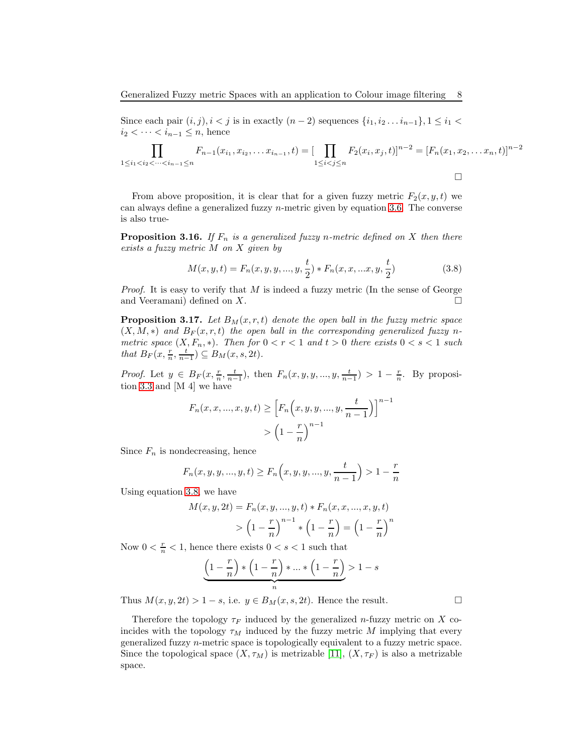Since each pair $(i, j), i < j$ is in exactly $(n-2)$ sequences $\{i_1, i_2 \dots i_{n-1}\}, 1 \leq i_1 < i_2 < \dots < i_{n-1} \leq n$, hence

$$\prod_{1\leq i_1<i_2<\dots<i_{n-1}\leq n} F_{n-1}(x_{i_1}, x_{i_2}, \dots x_{i_{n-1}}, t) = [\prod_{1\leq i<j\leq n} F_2(x_i, x_j, t)]^{n-2} = [F_n(x_1, x_2, \dots x_n, t)]^{n-2}$$

□

From above proposition, it is clear that for a given fuzzy metric $F_2(x, y, t)$ we can always define a generalized fuzzy $n$-metric given by equation 3.6. The converse is also true-

**Proposition 3.16.** *If $F_n$ is a generalized fuzzy $n$-metric defined on $X$ then there exists a fuzzy metric $M$ on $X$ given by*

$$M(x, y, t) = F_n(x, y, y, ..., y, \frac{t}{2}) * F_n(x, x, ...x, y, \frac{t}{2}) \tag{3.8}$$

*Proof.* It is easy to verify that $M$ is indeed a fuzzy metric (In the sense of George and Veeramani) defined on $X$. □

**Proposition 3.17.** *Let $B_M(x, r, t)$ denote the open ball in the fuzzy metric space $(X, M, *)$ and $B_F(x, r, t)$ the open ball in the corresponding generalized fuzzy $n$-metric space $(X, F_n, *)$. Then for $0 < r < 1$ and $t > 0$ there exists $0 < s < 1$ such that $B_F(x, \frac{r}{n}, \frac{t}{n-1}) \subseteq B_M(x, s, 2t)$.*

*Proof.* Let $y \in B_F(x, \frac{r}{n}, \frac{t}{n-1})$, then $F_n(x, y, y, ..., y, \frac{t}{n-1}) > 1 - \frac{r}{n}$. By proposition 3.3 and [M 4] we have

$$\begin{aligned} F_n(x, x, ..., x, y, t) &\geq \Big[F_n\Big(x, y, y, ..., y, \frac{t}{n-1}\Big)\Big]^{n-1} \\ &> \Big(1 - \frac{r}{n}\Big)^{n-1} \end{aligned}$$

Since $F_n$ is nondecreasing, hence

$$F_n(x, y, y, ..., y, t) \geq F_n\Big(x, y, y, ..., y, \frac{t}{n-1}\Big) > 1 - \frac{r}{n}$$

Using equation 3.8, we have

$$\begin{aligned} M(x, y, 2t) &= F_n(x, y, ..., y, t) * F_n(x, x, ..., x, y, t) \\ &> \Big(1 - \frac{r}{n}\Big)^{n-1} * \Big(1 - \frac{r}{n}\Big) = \Big(1 - \frac{r}{n}\Big)^n \end{aligned}$$

Now $0 < \frac{r}{n} < 1$, hence there exists $0 < s < 1$ such that

$$\underbrace{\Big(1 - \frac{r}{n}\Big) * \Big(1 - \frac{r}{n}\Big) * ... * \Big(1 - \frac{r}{n}\Big)}_{n} > 1 - s$$

Thus $M(x, y, 2t) > 1 - s$, i.e. $y \in B_M(x, s, 2t)$. Hence the result. □

Therefore the topology $\tau_F$ induced by the generalized $n$-fuzzy metric on $X$ coincides with the topology $\tau_M$ induced by the fuzzy metric $M$ implying that every generalized fuzzy $n$-metric space is topologically equivalent to a fuzzy metric space. Since the topological space $(X, \tau_M)$ is metrizable [11], $(X, \tau_F)$ is also a metrizable space.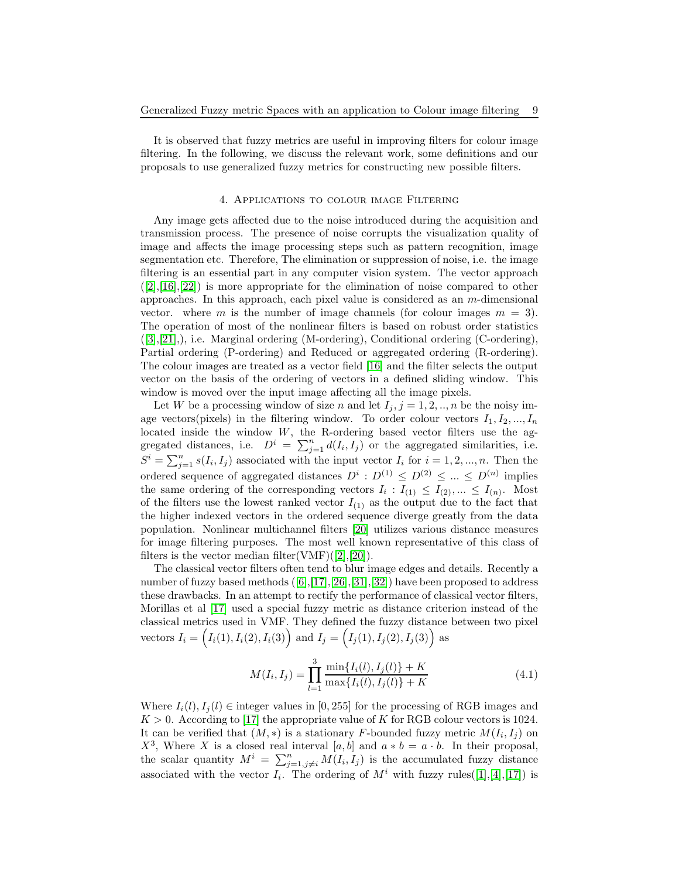It is observed that fuzzy metrics are useful in improving filters for colour image filtering. In the following, we discuss the relevant work, some definitions and our proposals to use generalized fuzzy metrics for constructing new possible filters.

## 4. Applications to colour image Filtering

Any image gets affected due to the noise introduced during the acquisition and transmission process. The presence of noise corrupts the visualization quality of image and affects the image processing steps such as pattern recognition, image segmentation etc. Therefore, The elimination or suppression of noise, i.e. the image filtering is an essential part in any computer vision system. The vector approach ([2],[16],[22]) is more appropriate for the elimination of noise compared to other approaches. In this approach, each pixel value is considered as an $m$-dimensional vector. where $m$ is the number of image channels (for colour images $m = 3$). The operation of most of the nonlinear filters is based on robust order statistics ([3],[21],), i.e. Marginal ordering (M-ordering), Conditional ordering (C-ordering), Partial ordering (P-ordering) and Reduced or aggregated ordering (R-ordering). The colour images are treated as a vector field [16] and the filter selects the output vector on the basis of the ordering of vectors in a defined sliding window. This window is moved over the input image affecting all the image pixels.

Let $W$ be a processing window of size $n$ and let $I_j, j = 1, 2, .., n$ be the noisy image vectors(pixels) in the filtering window. To order colour vectors $I_1, I_2, ..., I_n$ located inside the window $W$, the R-ordering based vector filters use the aggregated distances, i.e. $D^i = \sum_{j=1}^{n} d(I_i, I_j)$ or the aggregated similarities, i.e. $S^i = \sum_{j=1}^{n} s(I_i, I_j)$ associated with the input vector $I_i$ for $i = 1, 2, ..., n$. Then the ordered sequence of aggregated distances $D^i : D^{(1)} \leq D^{(2)} \leq ... \leq D^{(n)}$ implies the same ordering of the corresponding vectors $I_i : I_{(1)} \leq I_{(2)}, ... \leq I_{(n)}$. Most of the filters use the lowest ranked vector $I_{(1)}$ as the output due to the fact that the higher indexed vectors in the ordered sequence diverge greatly from the data population. Nonlinear multichannel filters [20] utilizes various distance measures for image filtering purposes. The most well known representative of this class of filters is the vector median filter(VMF)([2],[20]).

The classical vector filters often tend to blur image edges and details. Recently a number of fuzzy based methods ([6],[17],[26],[31],[32]) have been proposed to address these drawbacks. In an attempt to rectify the performance of classical vector filters, Morillas et al [17] used a special fuzzy metric as distance criterion instead of the classical metrics used in VMF. They defined the fuzzy distance between two pixel vectors $I_i = \Big(I_i(1), I_i(2), I_i(3)\Big)$ and $I_j = \Big(I_j(1), I_j(2), I_j(3)\Big)$ as

$$M(I_i, I_j) = \prod_{l=1}^{3} \frac{\min\{I_i(l), I_j(l)\} + K}{\max\{I_i(l), I_j(l)\} + K} \tag{4.1}$$

Where $I_i(l), I_j(l) \in$ integer values in $[0, 255]$ for the processing of RGB images and $K > 0$. According to [17] the appropriate value of $K$ for RGB colour vectors is 1024. It can be verified that $(M, *)$ is a stationary $F$-bounded fuzzy metric $M(I_i, I_j)$ on $X^3$, Where $X$ is a closed real interval $[a, b]$ and $a * b = a \cdot b$. In their proposal, the scalar quantity $M^i = \sum_{j=1, j\neq i}^{n} M(I_i, I_j)$ is the accumulated fuzzy distance associated with the vector $I_i$. The ordering of $M^i$ with fuzzy rules([1],[4],[17]) is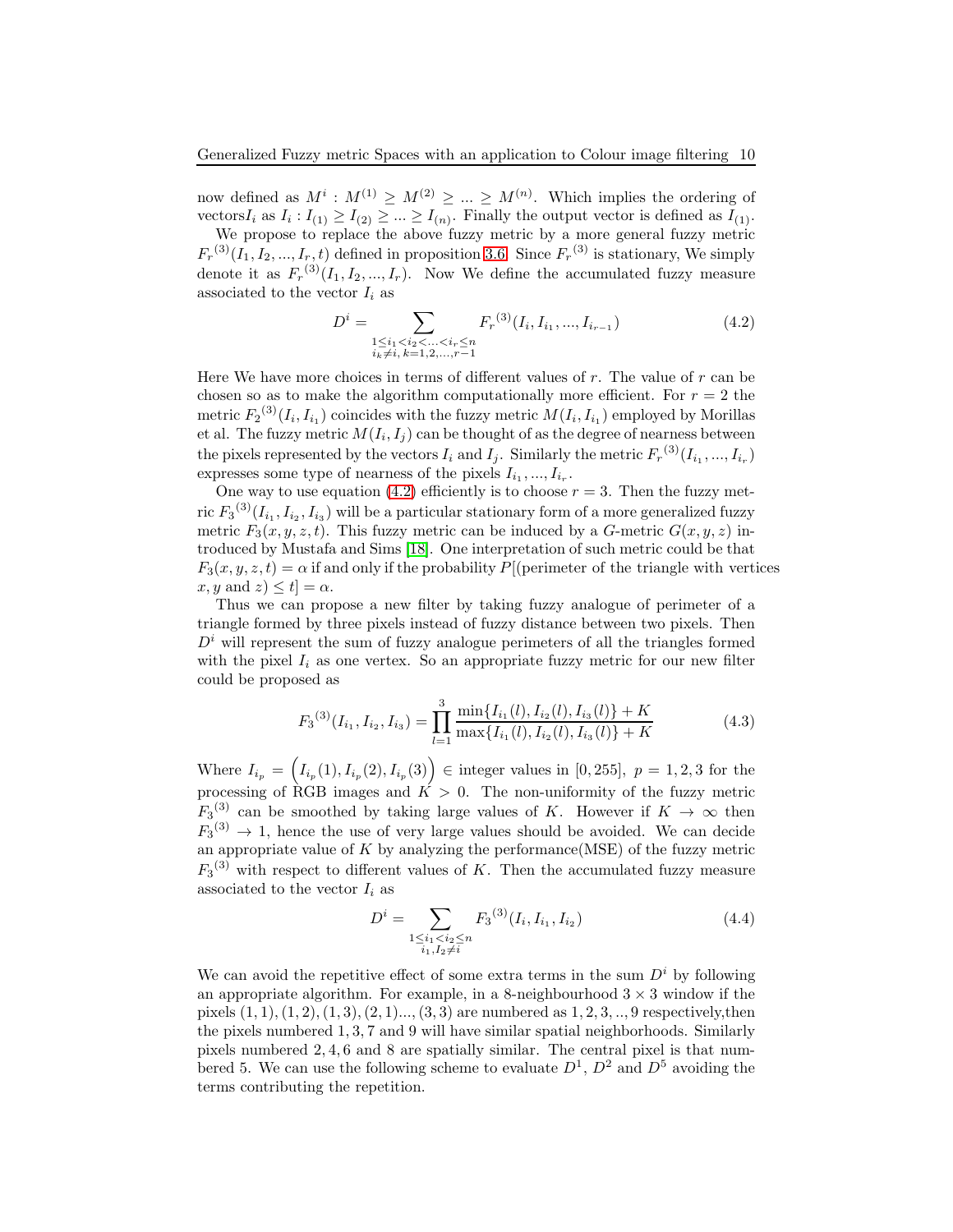now defined as $M^i : M^{(1)} \geq M^{(2)} \geq ... \geq M^{(n)}$. Which implies the ordering of vectors$I_i$ as $I_i : I_{(1)} \geq I_{(2)} \geq ... \geq I_{(n)}$. Finally the output vector is defined as $I_{(1)}$.

We propose to replace the above fuzzy metric by a more general fuzzy metric ${F_r}^{(3)}(I_1, I_2, ..., I_r, t)$ defined in proposition 3.6. Since ${F_r}^{(3)}$ is stationary, We simply denote it as ${F_r}^{(3)}(I_1, I_2, ..., I_r)$. Now We define the accumulated fuzzy measure associated to the vector $I_i$ as

$$D^i = \sum_{\substack{1 \leq i_1 < i_2 < ... < i_r \leq n \\ i_k \neq i,\, k=1,2,...,r-1}} {F_r}^{(3)}(I_i, I_{i_1}, ..., I_{i_{r-1}}) \tag{4.2}$$

Here We have more choices in terms of different values of $r$. The value of $r$ can be chosen so as to make the algorithm computationally more efficient. For $r = 2$ the metric ${F_2}^{(3)}(I_i, I_{i_1})$ coincides with the fuzzy metric $M(I_i, I_{i_1})$ employed by Morillas et al. The fuzzy metric $M(I_i, I_j)$ can be thought of as the degree of nearness between the pixels represented by the vectors $I_i$ and $I_j$. Similarly the metric ${F_r}^{(3)}(I_{i_1}, ..., I_{i_r})$ expresses some type of nearness of the pixels $I_{i_1}, ..., I_{i_r}$.

One way to use equation (4.2) efficiently is to choose $r = 3$. Then the fuzzy metric ${F_3}^{(3)}(I_{i_1}, I_{i_2}, I_{i_3})$ will be a particular stationary form of a more generalized fuzzy metric $F_3(x, y, z, t)$. This fuzzy metric can be induced by a $G$-metric $G(x, y, z)$ introduced by Mustafa and Sims [18]. One interpretation of such metric could be that $F_3(x, y, z, t) = \alpha$ if and only if the probability $P$[(perimeter of the triangle with vertices $x, y$ and $z$) $\leq t] = \alpha$.

Thus we can propose a new filter by taking fuzzy analogue of perimeter of a triangle formed by three pixels instead of fuzzy distance between two pixels. Then $D^i$ will represent the sum of fuzzy analogue perimeters of all the triangles formed with the pixel $I_i$ as one vertex. So an appropriate fuzzy metric for our new filter could be proposed as

$${F_3}^{(3)}(I_{i_1}, I_{i_2}, I_{i_3}) = \prod_{l=1}^{3} \frac{\min\{I_{i_1}(l), I_{i_2}(l), I_{i_3}(l)\} + K}{\max\{I_{i_1}(l), I_{i_2}(l), I_{i_3}(l)\} + K} \tag{4.3}$$

Where $I_{i_p} = \Big(I_{i_p}(1), I_{i_p}(2), I_{i_p}(3)\Big) \in$ integer values in $[0, 255]$, $p = 1, 2, 3$ for the processing of RGB images and $K > 0$. The non-uniformity of the fuzzy metric ${F_3}^{(3)}$ can be smoothed by taking large values of $K$. However if $K \to \infty$ then ${F_3}^{(3)} \to 1$, hence the use of very large values should be avoided. We can decide an appropriate value of $K$ by analyzing the performance(MSE) of the fuzzy metric ${F_3}^{(3)}$ with respect to different values of $K$. Then the accumulated fuzzy measure associated to the vector $I_i$ as

$$D^i = \sum_{\substack{1 \leq i_1 < i_2 \leq n \\ i_1, I_2 \neq i}} {F_3}^{(3)}(I_i, I_{i_1}, I_{i_2}) \tag{4.4}$$

We can avoid the repetitive effect of some extra terms in the sum $D^i$ by following an appropriate algorithm. For example, in a 8-neighbourhood $3 \times 3$ window if the pixels $(1, 1), (1, 2), (1, 3), (2, 1)..., (3, 3)$ are numbered as $1, 2, 3, .., 9$ respectively,then the pixels numbered $1, 3, 7$ and $9$ will have similar spatial neighborhoods. Similarly pixels numbered $2, 4, 6$ and $8$ are spatially similar. The central pixel is that numbered $5$. We can use the following scheme to evaluate $D^1$, $D^2$ and $D^5$ avoiding the terms contributing the repetition.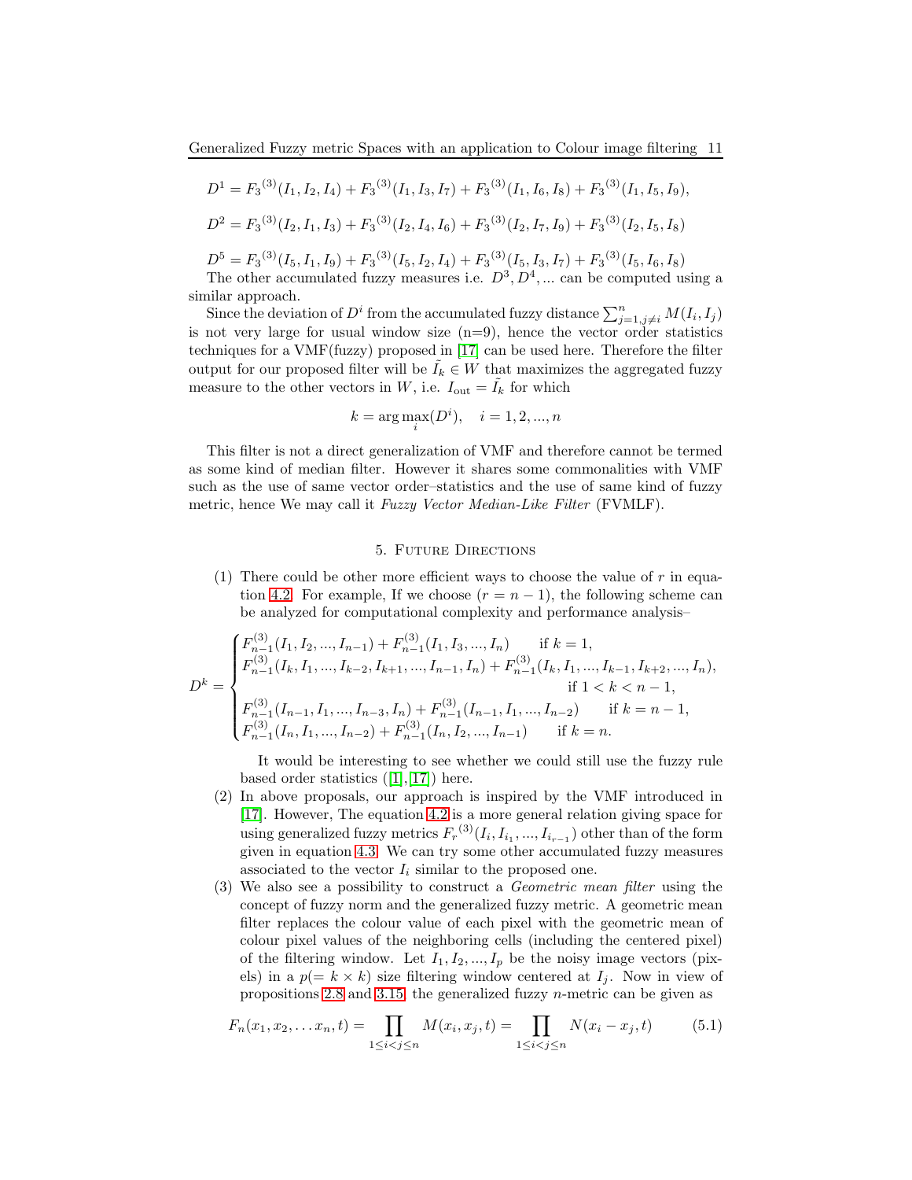$$D^1 = {F_3}^{(3)}(I_1, I_2, I_4) + {F_3}^{(3)}(I_1, I_3, I_7) + {F_3}^{(3)}(I_1, I_6, I_8) + {F_3}^{(3)}(I_1, I_5, I_9),$$

$$D^2 = {F_3}^{(3)}(I_2, I_1, I_3) + {F_3}^{(3)}(I_2, I_4, I_6) + {F_3}^{(3)}(I_2, I_7, I_9) + {F_3}^{(3)}(I_2, I_5, I_8)$$

$$D^5 = {F_3}^{(3)}(I_5, I_1, I_9) + {F_3}^{(3)}(I_5, I_2, I_4) + {F_3}^{(3)}(I_5, I_3, I_7) + {F_3}^{(3)}(I_5, I_6, I_8)$$

The other accumulated fuzzy measures i.e. $D^3, D^4, ...$ can be computed using a similar approach.

Since the deviation of $D^i$ from the accumulated fuzzy distance $\sum_{j=1, j\neq i}^{n} M(I_i, I_j)$ is not very large for usual window size (n=9), hence the vector order statistics techniques for a VMF(fuzzy) proposed in [17] can be used here. Therefore the filter output for our proposed filter will be $\tilde{I_k} \in W$ that maximizes the aggregated fuzzy measure to the other vectors in $W$, i.e. $I_{\text{out}} = \tilde{I_k}$ for which

$$k = \arg\max_i (D^i), \quad i = 1, 2, ..., n$$

This filter is not a direct generalization of VMF and therefore cannot be termed as some kind of median filter. However it shares some commonalities with VMF such as the use of same vector order–statistics and the use of same kind of fuzzy metric, hence We may call it *Fuzzy Vector Median-Like Filter* (FVMLF).

## 5. Future Directions

1. There could be other more efficient ways to choose the value of $r$ in equation 4.2. For example, If we choose $(r = n - 1)$, the following scheme can be analyzed for computational complexity and performance analysis–

$$D^k = \begin{cases} F_{n-1}^{(3)}(I_1, I_2, ..., I_{n-1}) + F_{n-1}^{(3)}(I_1, I_3, ..., I_n) & \text{if } k = 1, \\ F_{n-1}^{(3)}(I_k, I_1, ..., I_{k-2}, I_{k+1}, ..., I_{n-1}, I_n) + F_{n-1}^{(3)}(I_k, I_1, ..., I_{k-1}, I_{k+2}, ..., I_n), & \\ & \text{if } 1 < k < n-1, \\ F_{n-1}^{(3)}(I_{n-1}, I_1, ..., I_{n-3}, I_n) + F_{n-1}^{(3)}(I_{n-1}, I_1, ..., I_{n-2}) & \text{if } k = n-1, \\ F_{n-1}^{(3)}(I_n, I_1, ..., I_{n-2}) + F_{n-1}^{(3)}(I_n, I_2, ..., I_{n-1}) & \text{if } k = n. \end{cases}$$

   It would be interesting to see whether we could still use the fuzzy rule based order statistics ([1],[17]) here.

2. In above proposals, our approach is inspired by the VMF introduced in [17]. However, The equation 4.2 is a more general relation giving space for using generalized fuzzy metrics ${F_r}^{(3)}(I_i, I_{i_1}, ..., I_{i_{r-1}})$ other than of the form given in equation 4.3. We can try some other accumulated fuzzy measures associated to the vector $I_i$ similar to the proposed one.

3. We also see a possibility to construct a *Geometric mean filter* using the concept of fuzzy norm and the generalized fuzzy metric. A geometric mean filter replaces the colour value of each pixel with the geometric mean of colour pixel values of the neighboring cells (including the centered pixel) of the filtering window. Let $I_1, I_2, ..., I_p$ be the noisy image vectors (pixels) in a $p(= k \times k)$ size filtering window centered at $I_j$. Now in view of propositions 2.8 and 3.15, the generalized fuzzy $n$-metric can be given as

$$F_n(x_1, x_2, \ldots x_n, t) = \prod_{1 \leq i < j \leq n} M(x_i, x_j, t) = \prod_{1 \leq i < j \leq n} N(x_i - x_j, t) \tag{5.1}$$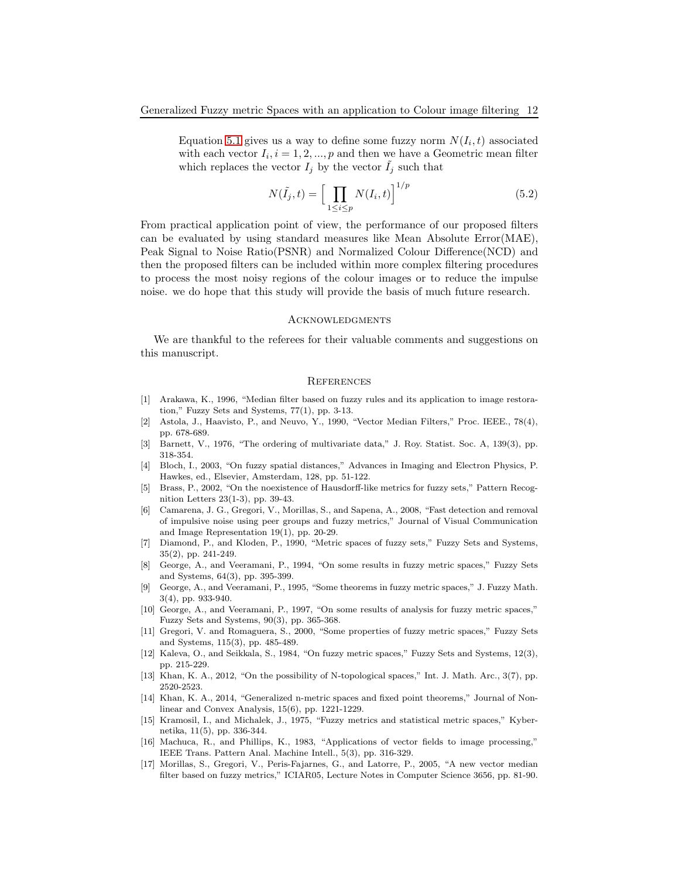Equation 5.1 gives us a way to define some fuzzy norm $N(I_i, t)$ associated with each vector $I_i, i = 1, 2, ..., p$ and then we have a Geometric mean filter which replaces the vector $I_j$ by the vector $\tilde{I_j}$ such that

$$N(\tilde{I_j}, t) = \Big[ \prod_{1 \leq i \leq p} N(I_i, t) \Big]^{1/p} \tag{5.2}$$

From practical application point of view, the performance of our proposed filters can be evaluated by using standard measures like Mean Absolute Error(MAE), Peak Signal to Noise Ratio(PSNR) and Normalized Colour Difference(NCD) and then the proposed filters can be included within more complex filtering procedures to process the most noisy regions of the colour images or to reduce the impulse noise. we do hope that this study will provide the basis of much future research.

## Acknowledgments

We are thankful to the referees for their valuable comments and suggestions on this manuscript.

## References

[1] Arakawa, K., 1996, "Median filter based on fuzzy rules and its application to image restoration," Fuzzy Sets and Systems, 77(1), pp. 3-13.

[2] Astola, J., Haavisto, P., and Neuvo, Y., 1990, "Vector Median Filters," Proc. IEEE., 78(4), pp. 678-689.

[3] Barnett, V., 1976, "The ordering of multivariate data," J. Roy. Statist. Soc. A, 139(3), pp. 318-354.

[4] Bloch, I., 2003, "On fuzzy spatial distances," Advances in Imaging and Electron Physics, P. Hawkes, ed., Elsevier, Amsterdam, 128, pp. 51-122.

[5] Brass, P., 2002, "On the noexistence of Hausdorff-like metrics for fuzzy sets," Pattern Recognition Letters 23(1-3), pp. 39-43.

[6] Camarena, J. G., Gregori, V., Morillas, S., and Sapena, A., 2008, "Fast detection and removal of impulsive noise using peer groups and fuzzy metrics," Journal of Visual Communication and Image Representation 19(1), pp. 20-29.

[7] Diamond, P., and Kloden, P., 1990, "Metric spaces of fuzzy sets," Fuzzy Sets and Systems, 35(2), pp. 241-249.

[8] George, A., and Veeramani, P., 1994, "On some results in fuzzy metric spaces," Fuzzy Sets and Systems, 64(3), pp. 395-399.

[9] George, A., and Veeramani, P., 1995, "Some theorems in fuzzy metric spaces," J. Fuzzy Math. 3(4), pp. 933-940.

[10] George, A., and Veeramani, P., 1997, "On some results of analysis for fuzzy metric spaces," Fuzzy Sets and Systems, 90(3), pp. 365-368.

[11] Gregori, V. and Romaguera, S., 2000, "Some properties of fuzzy metric spaces," Fuzzy Sets and Systems, 115(3), pp. 485-489.

[12] Kaleva, O., and Seikkala, S., 1984, "On fuzzy metric spaces," Fuzzy Sets and Systems, 12(3), pp. 215-229.

[13] Khan, K. A., 2012, "On the possibility of N-topological spaces," Int. J. Math. Arc., 3(7), pp. 2520-2523.

[14] Khan, K. A., 2014, "Generalized n-metric spaces and fixed point theorems," Journal of Nonlinear and Convex Analysis, 15(6), pp. 1221-1229.

[15] Kramosil, I., and Michalek, J., 1975, "Fuzzy metrics and statistical metric spaces," Kybernetika, 11(5), pp. 336-344.

[16] Machuca, R., and Phillips, K., 1983, "Applications of vector fields to image processing," IEEE Trans. Pattern Anal. Machine Intell., 5(3), pp. 316-329.

[17] Morillas, S., Gregori, V., Peris-Fajarnes, G., and Latorre, P., 2005, "A new vector median filter based on fuzzy metrics," ICIAR05, Lecture Notes in Computer Science 3656, pp. 81-90.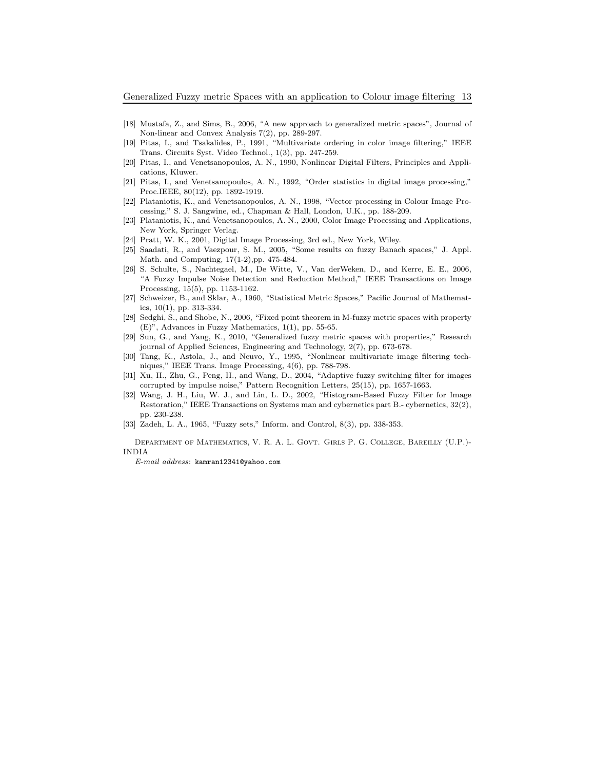[18] Mustafa, Z., and Sims, B., 2006, "A new approach to generalized metric spaces", Journal of Non-linear and Convex Analysis 7(2), pp. 289-297.

[19] Pitas, I., and Tsakalides, P., 1991, "Multivariate ordering in color image filtering," IEEE Trans. Circuits Syst. Video Technol., 1(3), pp. 247-259.

[20] Pitas, I., and Venetsanopoulos, A. N., 1990, Nonlinear Digital Filters, Principles and Applications, Kluwer.

[21] Pitas, I., and Venetsanopoulos, A. N., 1992, "Order statistics in digital image processing," Proc.IEEE, 80(12), pp. 1892-1919.

[22] Plataniotis, K., and Venetsanopoulos, A. N., 1998, "Vector processing in Colour Image Processing," S. J. Sangwine, ed., Chapman & Hall, London, U.K., pp. 188-209.

[23] Plataniotis, K., and Venetsanopoulos, A. N., 2000, Color Image Processing and Applications, New York, Springer Verlag.

[24] Pratt, W. K., 2001, Digital Image Processing, 3rd ed., New York, Wiley.

[25] Saadati, R., and Vaezpour, S. M., 2005, "Some results on fuzzy Banach spaces," J. Appl. Math. and Computing, 17(1-2),pp. 475-484.

[26] S. Schulte, S., Nachtegael, M., De Witte, V., Van derWeken, D., and Kerre, E. E., 2006, "A Fuzzy Impulse Noise Detection and Reduction Method," IEEE Transactions on Image Processing, 15(5), pp. 1153-1162.

[27] Schweizer, B., and Sklar, A., 1960, "Statistical Metric Spaces," Pacific Journal of Mathematics, 10(1), pp. 313-334.

[28] Sedghi, S., and Shobe, N., 2006, "Fixed point theorem in M-fuzzy metric spaces with property (E)", Advances in Fuzzy Mathematics, 1(1), pp. 55-65.

[29] Sun, G., and Yang, K., 2010, "Generalized fuzzy metric spaces with properties," Research journal of Applied Sciences, Engineering and Technology, 2(7), pp. 673-678.

[30] Tang, K., Astola, J., and Neuvo, Y., 1995, "Nonlinear multivariate image filtering techniques," IEEE Trans. Image Processing, 4(6), pp. 788-798.

[31] Xu, H., Zhu, G., Peng, H., and Wang, D., 2004, "Adaptive fuzzy switching filter for images corrupted by impulse noise," Pattern Recognition Letters, 25(15), pp. 1657-1663.

[32] Wang, J. H., Liu, W. J., and Lin, L. D., 2002, "Histogram-Based Fuzzy Filter for Image Restoration," IEEE Transactions on Systems man and cybernetics part B.- cybernetics, 32(2), pp. 230-238.

[33] Zadeh, L. A., 1965, "Fuzzy sets," Inform. and Control, 8(3), pp. 338-353.

Department of Mathematics, V. R. A. L. Govt. Girls P. G. College, Bareilly (U.P.)-INDIA

*E-mail address*: kamran12341@yahoo.com